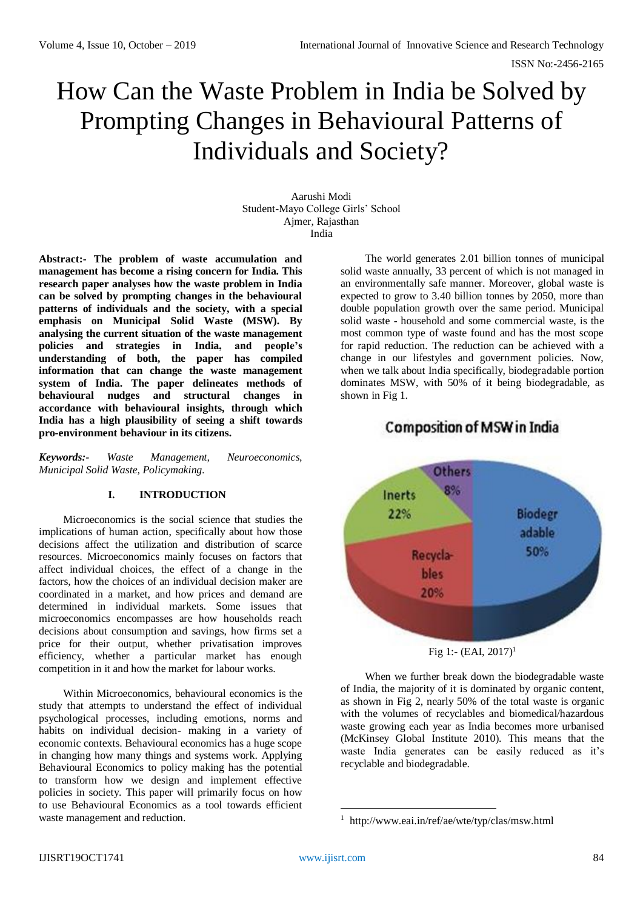# How Can the Waste Problem in India be Solved by Prompting Changes in Behavioural Patterns of Individuals and Society?

Aarushi Modi
Student-Mayo College Girls' School
Ajmer, Rajasthan
India

**Abstract:- The problem of waste accumulation and management has become a rising concern for India. This research paper analyses how the waste problem in India can be solved by prompting changes in the behavioural patterns of individuals and the society, with a special emphasis on Municipal Solid Waste (MSW). By analysing the current situation of the waste management policies and strategies in India, and people's understanding of both, the paper has compiled information that can change the waste management system of India. The paper delineates methods of behavioural nudges and structural changes in accordance with behavioural insights, through which India has a high plausibility of seeing a shift towards pro-environment behaviour in its citizens.**

***Keywords:-*** *Waste Management, Neuroeconomics, Municipal Solid Waste, Policymaking.*

## I. INTRODUCTION

Microeconomics is the social science that studies the implications of human action, specifically about how those decisions affect the utilization and distribution of scarce resources. Microeconomics mainly focuses on factors that affect individual choices, the effect of a change in the factors, how the choices of an individual decision maker are coordinated in a market, and how prices and demand are determined in individual markets. Some issues that microeconomics encompasses are how households reach decisions about consumption and savings, how firms set a price for their output, whether privatisation improves efficiency, whether a particular market has enough competition in it and how the market for labour works.

Within Microeconomics, behavioural economics is the study that attempts to understand the effect of individual psychological processes, including emotions, norms and habits on individual decision- making in a variety of economic contexts. Behavioural economics has a huge scope in changing how many things and systems work. Applying Behavioural Economics to policy making has the potential to transform how we design and implement effective policies in society. This paper will primarily focus on how to use Behavioural Economics as a tool towards efficient waste management and reduction.

The world generates 2.01 billion tonnes of municipal solid waste annually, 33 percent of which is not managed in an environmentally safe manner. Moreover, global waste is expected to grow to 3.40 billion tonnes by 2050, more than double population growth over the same period. Municipal solid waste - household and some commercial waste, is the most common type of waste found and has the most scope for rapid reduction. The reduction can be achieved with a change in our lifestyles and government policies. Now, when we talk about India specifically, biodegradable portion dominates MSW, with 50% of it being biodegradable, as shown in Fig 1.

Fig 1:- (EAI, 2017)[1]

When we further break down the biodegradable waste of India, the majority of it is dominated by organic content, as shown in Fig 2, nearly 50% of the total waste is organic with the volumes of recyclables and biomedical/hazardous waste growing each year as India becomes more urbanised (McKinsey Global Institute 2010). This means that the waste India generates can be easily reduced as it's recyclable and biodegradable.

[1] http://www.eai.in/ref/ae/wte/typ/clas/msw.html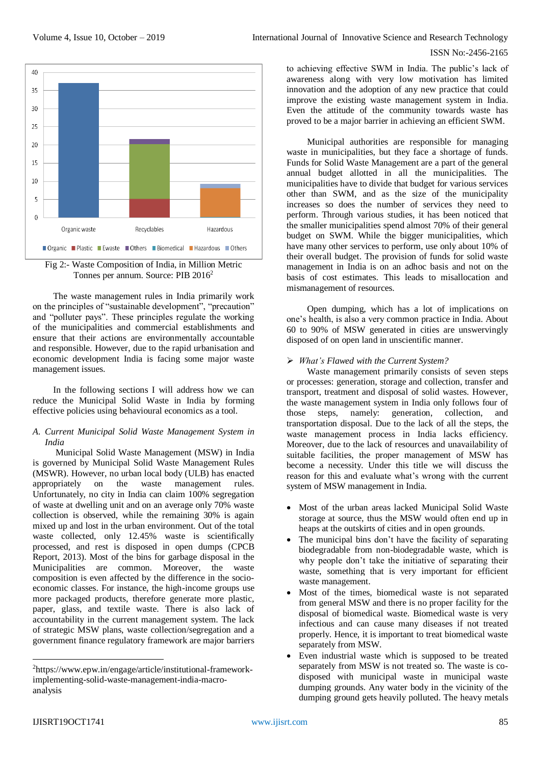Fig 2:- Waste Composition of India, in Million Metric Tonnes per annum. Source: PIB 2016[2]

The waste management rules in India primarily work on the principles of "sustainable development", "precaution" and "polluter pays". These principles regulate the working of the municipalities and commercial establishments and ensure that their actions are environmentally accountable and responsible. However, due to the rapid urbanisation and economic development India is facing some major waste management issues.

In the following sections I will address how we can reduce the Municipal Solid Waste in India by forming effective policies using behavioural economics as a tool.

### *A. Current Municipal Solid Waste Management System in India*

Municipal Solid Waste Management (MSW) in India is governed by Municipal Solid Waste Management Rules (MSWR). However, no urban local body (ULB) has enacted appropriately on the waste management rules. Unfortunately, no city in India can claim 100% segregation of waste at dwelling unit and on an average only 70% waste collection is observed, while the remaining 30% is again mixed up and lost in the urban environment. Out of the total waste collected, only 12.45% waste is scientifically processed, and rest is disposed in open dumps (CPCB Report, 2013). Most of the bins for garbage disposal in the Municipalities are common. Moreover, the waste composition is even affected by the difference in the socio-economic classes. For instance, the high-income groups use more packaged products, therefore generate more plastic, paper, glass, and textile waste. There is also lack of accountability in the current management system. The lack of strategic MSW plans, waste collection/segregation and a government finance regulatory framework are major barriers to achieving effective SWM in India. The public's lack of awareness along with very low motivation has limited innovation and the adoption of any new practice that could improve the existing waste management system in India. Even the attitude of the community towards waste has proved to be a major barrier in achieving an efficient SWM.

Municipal authorities are responsible for managing waste in municipalities, but they face a shortage of funds. Funds for Solid Waste Management are a part of the general annual budget allotted in all the municipalities. The municipalities have to divide that budget for various services other than SWM, and as the size of the municipality increases so does the number of services they need to perform. Through various studies, it has been noticed that the smaller municipalities spend almost 70% of their general budget on SWM. While the bigger municipalities, which have many other services to perform, use only about 10% of their overall budget. The provision of funds for solid waste management in India is on an adhoc basis and not on the basis of cost estimates. This leads to misallocation and mismanagement of resources.

Open dumping, which has a lot of implications on one's health, is also a very common practice in India. About 60 to 90% of MSW generated in cities are unswervingly disposed of on open land in unscientific manner.

➢ *What's Flawed with the Current System?*

Waste management primarily consists of seven steps or processes: generation, storage and collection, transfer and transport, treatment and disposal of solid wastes. However, the waste management system in India only follows four of those steps, namely: generation, collection, and transportation disposal. Due to the lack of all the steps, the waste management process in India lacks efficiency. Moreover, due to the lack of resources and unavailability of suitable facilities, the proper management of MSW has become a necessity. Under this title we will discuss the reason for this and evaluate what's wrong with the current system of MSW management in India.

- Most of the urban areas lacked Municipal Solid Waste storage at source, thus the MSW would often end up in heaps at the outskirts of cities and in open grounds.
- The municipal bins don't have the facility of separating biodegradable from non-biodegradable waste, which is why people don't take the initiative of separating their waste, something that is very important for efficient waste management.
- Most of the times, biomedical waste is not separated from general MSW and there is no proper facility for the disposal of biomedical waste. Biomedical waste is very infectious and can cause many diseases if not treated properly. Hence, it is important to treat biomedical waste separately from MSW.
- Even industrial waste which is supposed to be treated separately from MSW is not treated so. The waste is co-disposed with municipal waste in municipal waste dumping grounds. Any water body in the vicinity of the dumping ground gets heavily polluted. The heavy metals

[2]https://www.epw.in/engage/article/institutional-framework-implementing-solid-waste-management-india-macro-analysis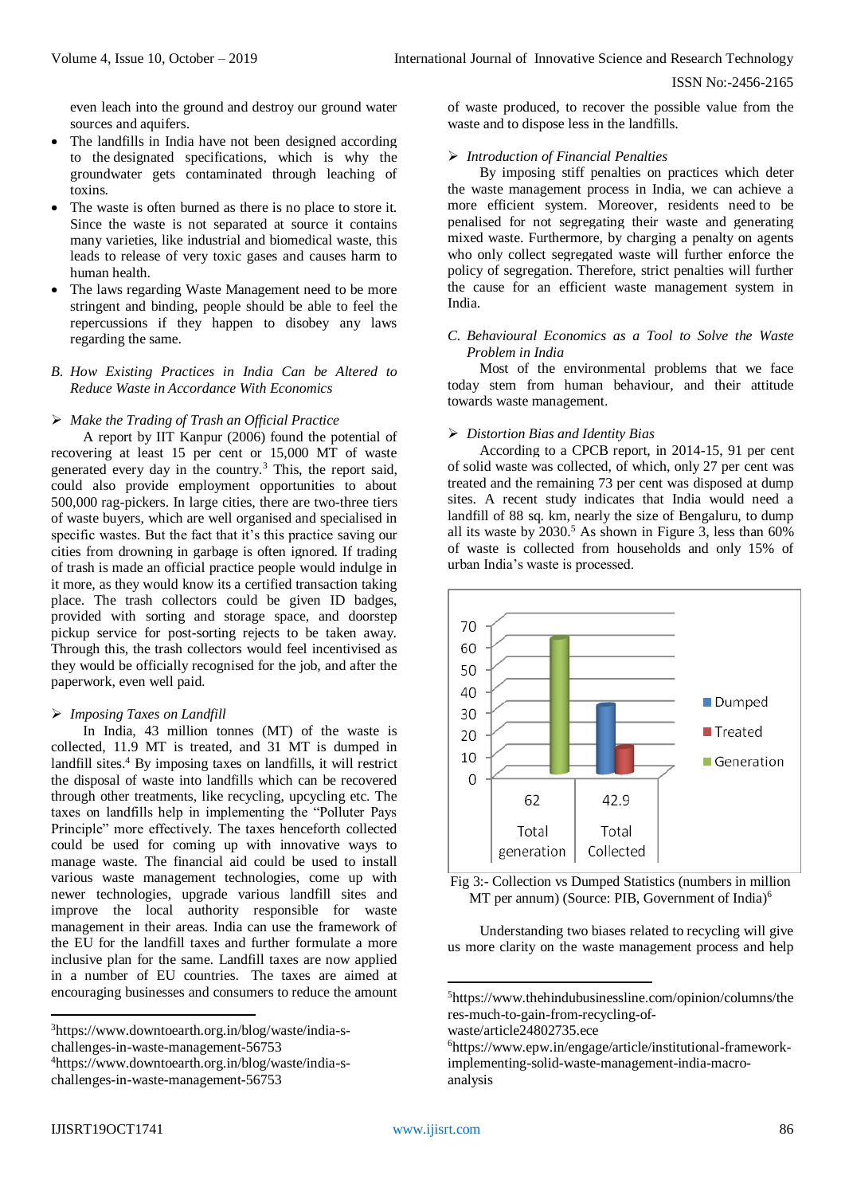even leach into the ground and destroy our ground water sources and aquifers.

- The landfills in India have not been designed according to the designated specifications, which is why the groundwater gets contaminated through leaching of toxins.
- The waste is often burned as there is no place to store it. Since the waste is not separated at source it contains many varieties, like industrial and biomedical waste, this leads to release of very toxic gases and causes harm to human health.
- The laws regarding Waste Management need to be more stringent and binding, people should be able to feel the repercussions if they happen to disobey any laws regarding the same.

### *B. How Existing Practices in India Can be Altered to Reduce Waste in Accordance With Economics*

➢ *Make the Trading of Trash an Official Practice*

A report by IIT Kanpur (2006) found the potential of recovering at least 15 per cent or 15,000 MT of waste generated every day in the country.[3] This, the report said, could also provide employment opportunities to about 500,000 rag-pickers. In large cities, there are two-three tiers of waste buyers, which are very organised and specialised in specific wastes. But the fact that it's this practice saving our cities from drowning in garbage is often ignored. If trading of trash is made an official practice people would indulge in it more, as they would know its a certified transaction taking place. The trash collectors could be given ID badges, provided with sorting and storage space, and doorstep pickup service for post-sorting rejects to be taken away. Through this, the trash collectors would feel incentivised as they would be officially recognised for the job, and after the paperwork, even well paid.

➢ *Imposing Taxes on Landfill*

In India, 43 million tonnes (MT) of the waste is collected, 11.9 MT is treated, and 31 MT is dumped in landfill sites.[4] By imposing taxes on landfills, it will restrict the disposal of waste into landfills which can be recovered through other treatments, like recycling, upcycling etc. The taxes on landfills help in implementing the "Polluter Pays Principle" more effectively. The taxes henceforth collected could be used for coming up with innovative ways to manage waste. The financial aid could be used to install various waste management technologies, come up with newer technologies, upgrade various landfill sites and improve the local authority responsible for waste management in their areas. India can use the framework of the EU for the landfill taxes and further formulate a more inclusive plan for the same. Landfill taxes are now applied in a number of EU countries. The taxes are aimed at encouraging businesses and consumers to reduce the amount of waste produced, to recover the possible value from the waste and to dispose less in the landfills.

➢ *Introduction of Financial Penalties*

By imposing stiff penalties on practices which deter the waste management process in India, we can achieve a more efficient system. Moreover, residents need to be penalised for not segregating their waste and generating mixed waste. Furthermore, by charging a penalty on agents who only collect segregated waste will further enforce the policy of segregation. Therefore, strict penalties will further the cause for an efficient waste management system in India.

### *C. Behavioural Economics as a Tool to Solve the Waste Problem in India*

Most of the environmental problems that we face today stem from human behaviour, and their attitude towards waste management.

➢ *Distortion Bias and Identity Bias*

According to a CPCB report, in 2014-15, 91 per cent of solid waste was collected, of which, only 27 per cent was treated and the remaining 73 per cent was disposed at dump sites. A recent study indicates that India would need a landfill of 88 sq. km, nearly the size of Bengaluru, to dump all its waste by 2030.[5] As shown in Figure 3, less than 60% of waste is collected from households and only 15% of urban India's waste is processed.

Fig 3:- Collection vs Dumped Statistics (numbers in million MT per annum) (Source: PIB, Government of India)[6]

Understanding two biases related to recycling will give us more clarity on the waste management process and help

---

[3] https://www.downtoearth.org.in/blog/waste/india-s-challenges-in-waste-management-56753

[4] https://www.downtoearth.org.in/blog/waste/india-s-challenges-in-waste-management-56753

[5] https://www.thehindubusinessline.com/opinion/columns/theres-much-to-gain-from-recycling-of-waste/article24802735.ece

[6] https://www.epw.in/engage/article/institutional-framework-implementing-solid-waste-management-india-macro-analysis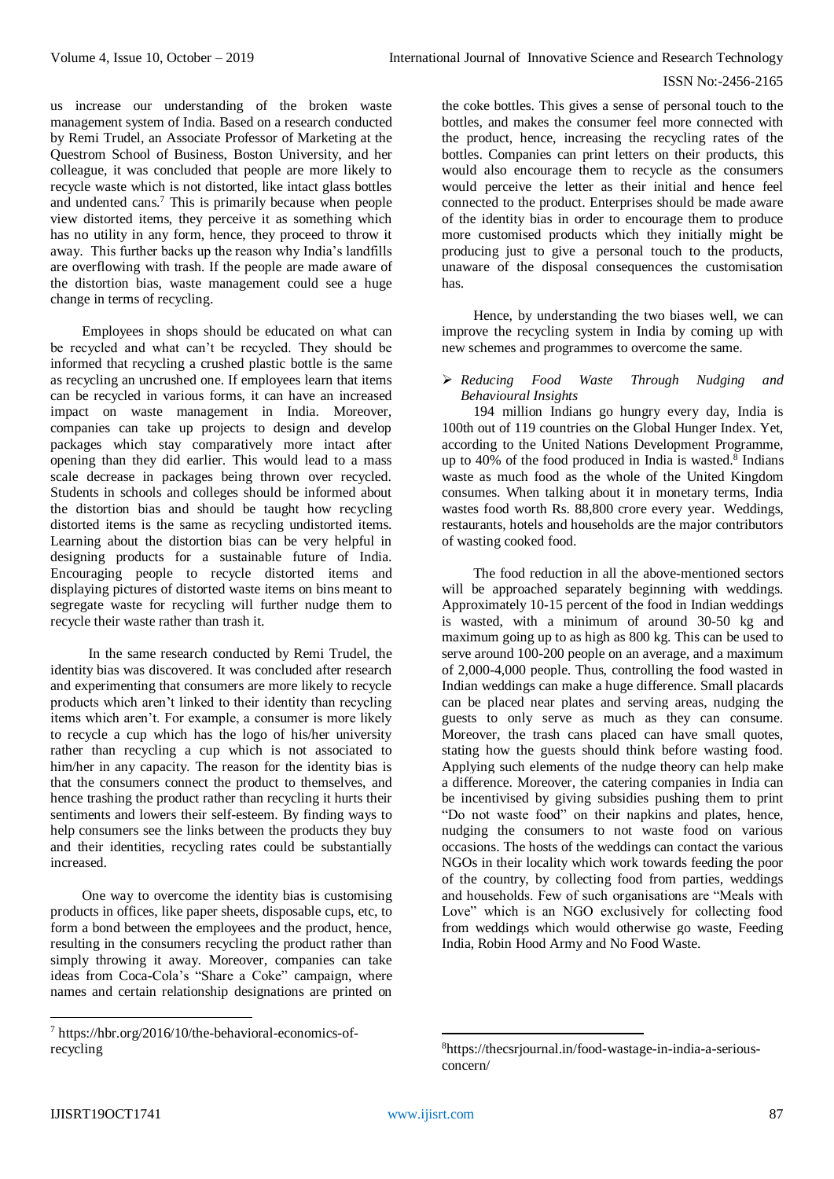us increase our understanding of the broken waste management system of India. Based on a research conducted by Remi Trudel, an Associate Professor of Marketing at the Questrom School of Business, Boston University, and her colleague, it was concluded that people are more likely to recycle waste which is not distorted, like intact glass bottles and undented cans.[7] This is primarily because when people view distorted items, they perceive it as something which has no utility in any form, hence, they proceed to throw it away. This further backs up the reason why India's landfills are overflowing with trash. If the people are made aware of the distortion bias, waste management could see a huge change in terms of recycling.

Employees in shops should be educated on what can be recycled and what can't be recycled. They should be informed that recycling a crushed plastic bottle is the same as recycling an uncrushed one. If employees learn that items can be recycled in various forms, it can have an increased impact on waste management in India. Moreover, companies can take up projects to design and develop packages which stay comparatively more intact after opening than they did earlier. This would lead to a mass scale decrease in packages being thrown over recycled. Students in schools and colleges should be informed about the distortion bias and should be taught how recycling distorted items is the same as recycling undistorted items. Learning about the distortion bias can be very helpful in designing products for a sustainable future of India. Encouraging people to recycle distorted items and displaying pictures of distorted waste items on bins meant to segregate waste for recycling will further nudge them to recycle their waste rather than trash it.

In the same research conducted by Remi Trudel, the identity bias was discovered. It was concluded after research and experimenting that consumers are more likely to recycle products which aren't linked to their identity than recycling items which aren't. For example, a consumer is more likely to recycle a cup which has the logo of his/her university rather than recycling a cup which is not associated to him/her in any capacity. The reason for the identity bias is that the consumers connect the product to themselves, and hence trashing the product rather than recycling it hurts their sentiments and lowers their self-esteem. By finding ways to help consumers see the links between the products they buy and their identities, recycling rates could be substantially increased.

One way to overcome the identity bias is customising products in offices, like paper sheets, disposable cups, etc, to form a bond between the employees and the product, hence, resulting in the consumers recycling the product rather than simply throwing it away. Moreover, companies can take ideas from Coca-Cola's "Share a Coke" campaign, where names and certain relationship designations are printed on the coke bottles. This gives a sense of personal touch to the bottles, and makes the consumer feel more connected with the product, hence, increasing the recycling rates of the bottles. Companies can print letters on their products, this would also encourage them to recycle as the consumers would perceive the letter as their initial and hence feel connected to the product. Enterprises should be made aware of the identity bias in order to encourage them to produce more customised products which they initially might be producing just to give a personal touch to the products, unaware of the disposal consequences the customisation has.

Hence, by understanding the two biases well, we can improve the recycling system in India by coming up with new schemes and programmes to overcome the same.

- *Reducing Food Waste Through Nudging and Behavioural Insights*

194 million Indians go hungry every day, India is 100th out of 119 countries on the Global Hunger Index. Yet, according to the United Nations Development Programme, up to 40% of the food produced in India is wasted.[8] Indians waste as much food as the whole of the United Kingdom consumes. When talking about it in monetary terms, India wastes food worth Rs. 88,800 crore every year. Weddings, restaurants, hotels and households are the major contributors of wasting cooked food.

The food reduction in all the above-mentioned sectors will be approached separately beginning with weddings. Approximately 10-15 percent of the food in Indian weddings is wasted, with a minimum of around 30-50 kg and maximum going up to as high as 800 kg. This can be used to serve around 100-200 people on an average, and a maximum of 2,000-4,000 people. Thus, controlling the food wasted in Indian weddings can make a huge difference. Small placards can be placed near plates and serving areas, nudging the guests to only serve as much as they can consume. Moreover, the trash cans placed can have small quotes, stating how the guests should think before wasting food. Applying such elements of the nudge theory can help make a difference. Moreover, the catering companies in India can be incentivised by giving subsidies pushing them to print "Do not waste food" on their napkins and plates, hence, nudging the consumers to not waste food on various occasions. The hosts of the weddings can contact the various NGOs in their locality which work towards feeding the poor of the country, by collecting food from parties, weddings and households. Few of such organisations are "Meals with Love" which is an NGO exclusively for collecting food from weddings which would otherwise go waste, Feeding India, Robin Hood Army and No Food Waste.

---

[7] https://hbr.org/2016/10/the-behavioral-economics-of-recycling

[8] https://thecsrjournal.in/food-wastage-in-india-a-serious-concern/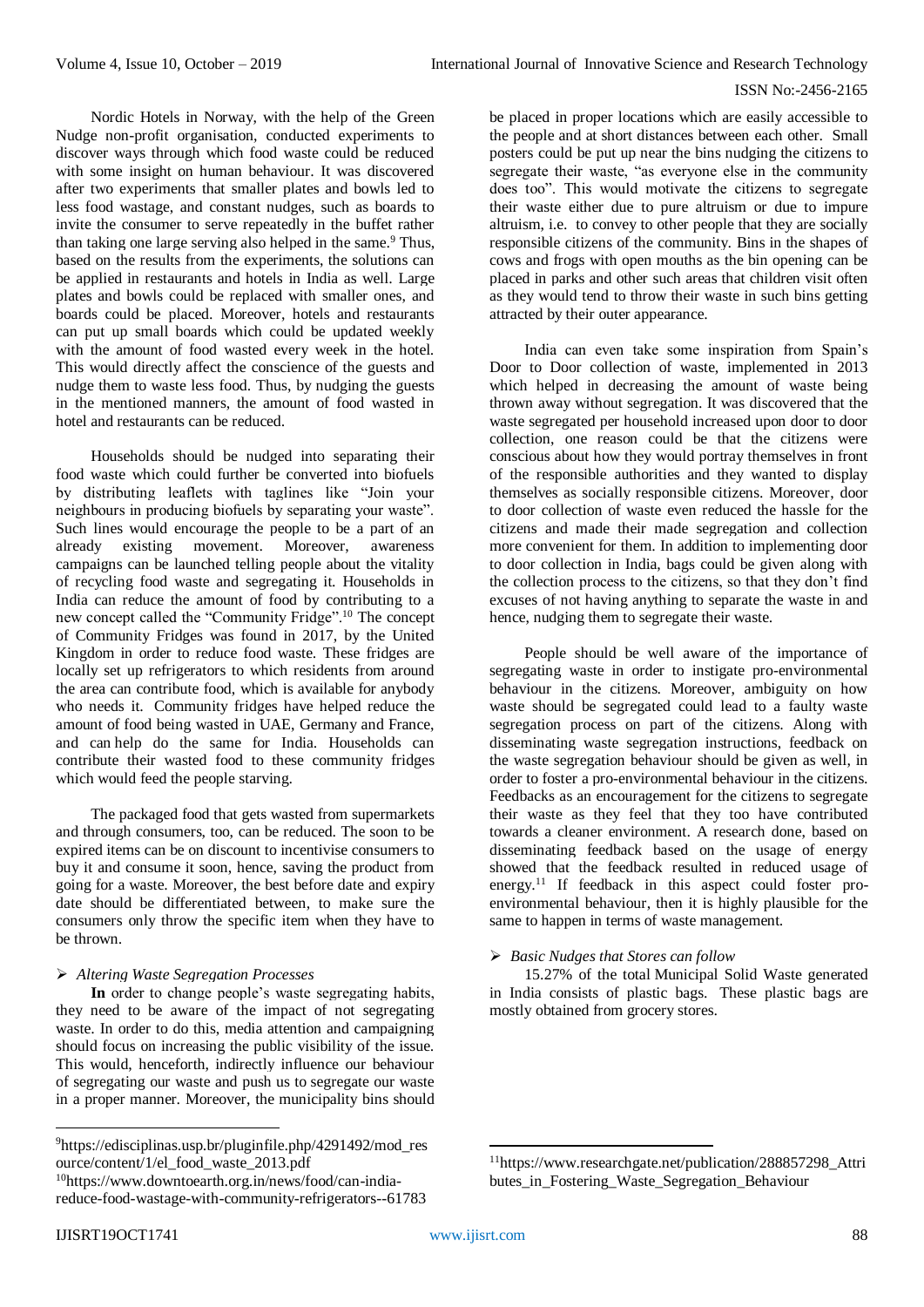Nordic Hotels in Norway, with the help of the Green Nudge non-profit organisation, conducted experiments to discover ways through which food waste could be reduced with some insight on human behaviour. It was discovered after two experiments that smaller plates and bowls led to less food wastage, and constant nudges, such as boards to invite the consumer to serve repeatedly in the buffet rather than taking one large serving also helped in the same.[9] Thus, based on the results from the experiments, the solutions can be applied in restaurants and hotels in India as well. Large plates and bowls could be replaced with smaller ones, and boards could be placed. Moreover, hotels and restaurants can put up small boards which could be updated weekly with the amount of food wasted every week in the hotel. This would directly affect the conscience of the guests and nudge them to waste less food. Thus, by nudging the guests in the mentioned manners, the amount of food wasted in hotel and restaurants can be reduced.

Households should be nudged into separating their food waste which could further be converted into biofuels by distributing leaflets with taglines like "Join your neighbours in producing biofuels by separating your waste". Such lines would encourage the people to be a part of an already existing movement. Moreover, awareness campaigns can be launched telling people about the vitality of recycling food waste and segregating it. Households in India can reduce the amount of food by contributing to a new concept called the "Community Fridge".[10] The concept of Community Fridges was found in 2017, by the United Kingdom in order to reduce food waste. These fridges are locally set up refrigerators to which residents from around the area can contribute food, which is available for anybody who needs it. Community fridges have helped reduce the amount of food being wasted in UAE, Germany and France, and can help do the same for India. Households can contribute their wasted food to these community fridges which would feed the people starving.

The packaged food that gets wasted from supermarkets and through consumers, too, can be reduced. The soon to be expired items can be on discount to incentivise consumers to buy it and consume it soon, hence, saving the product from going for a waste. Moreover, the best before date and expiry date should be differentiated between, to make sure the consumers only throw the specific item when they have to be thrown.

- *Altering Waste Segregation Processes*

**In** order to change people's waste segregating habits, they need to be aware of the impact of not segregating waste. In order to do this, media attention and campaigning should focus on increasing the public visibility of the issue. This would, henceforth, indirectly influence our behaviour of segregating our waste and push us to segregate our waste in a proper manner. Moreover, the municipality bins should be placed in proper locations which are easily accessible to the people and at short distances between each other. Small posters could be put up near the bins nudging the citizens to segregate their waste, "as everyone else in the community does too". This would motivate the citizens to segregate their waste either due to pure altruism or due to impure altruism, i.e. to convey to other people that they are socially responsible citizens of the community. Bins in the shapes of cows and frogs with open mouths as the bin opening can be placed in parks and other such areas that children visit often as they would tend to throw their waste in such bins getting attracted by their outer appearance.

India can even take some inspiration from Spain's Door to Door collection of waste, implemented in 2013 which helped in decreasing the amount of waste being thrown away without segregation. It was discovered that the waste segregated per household increased upon door to door collection, one reason could be that the citizens were conscious about how they would portray themselves in front of the responsible authorities and they wanted to display themselves as socially responsible citizens. Moreover, door to door collection of waste even reduced the hassle for the citizens and made their made segregation and collection more convenient for them. In addition to implementing door to door collection in India, bags could be given along with the collection process to the citizens, so that they don't find excuses of not having anything to separate the waste in and hence, nudging them to segregate their waste.

People should be well aware of the importance of segregating waste in order to instigate pro-environmental behaviour in the citizens. Moreover, ambiguity on how waste should be segregated could lead to a faulty waste segregation process on part of the citizens. Along with disseminating waste segregation instructions, feedback on the waste segregation behaviour should be given as well, in order to foster a pro-environmental behaviour in the citizens. Feedbacks as an encouragement for the citizens to segregate their waste as they feel that they too have contributed towards a cleaner environment. A research done, based on disseminating feedback based on the usage of energy showed that the feedback resulted in reduced usage of energy.[11] If feedback in this aspect could foster pro-environmental behaviour, then it is highly plausible for the same to happen in terms of waste management.

- *Basic Nudges that Stores can follow*

15.27% of the total Municipal Solid Waste generated in India consists of plastic bags. These plastic bags are mostly obtained from grocery stores.

---

[9] https://edisciplinas.usp.br/pluginfile.php/4291492/mod_resource/content/1/el_food_waste_2013.pdf

[10] https://www.downtoearth.org.in/news/food/can-india-reduce-food-wastage-with-community-refrigerators--61783

[11] https://www.researchgate.net/publication/288857298_Attributes_in_Fostering_Waste_Segregation_Behaviour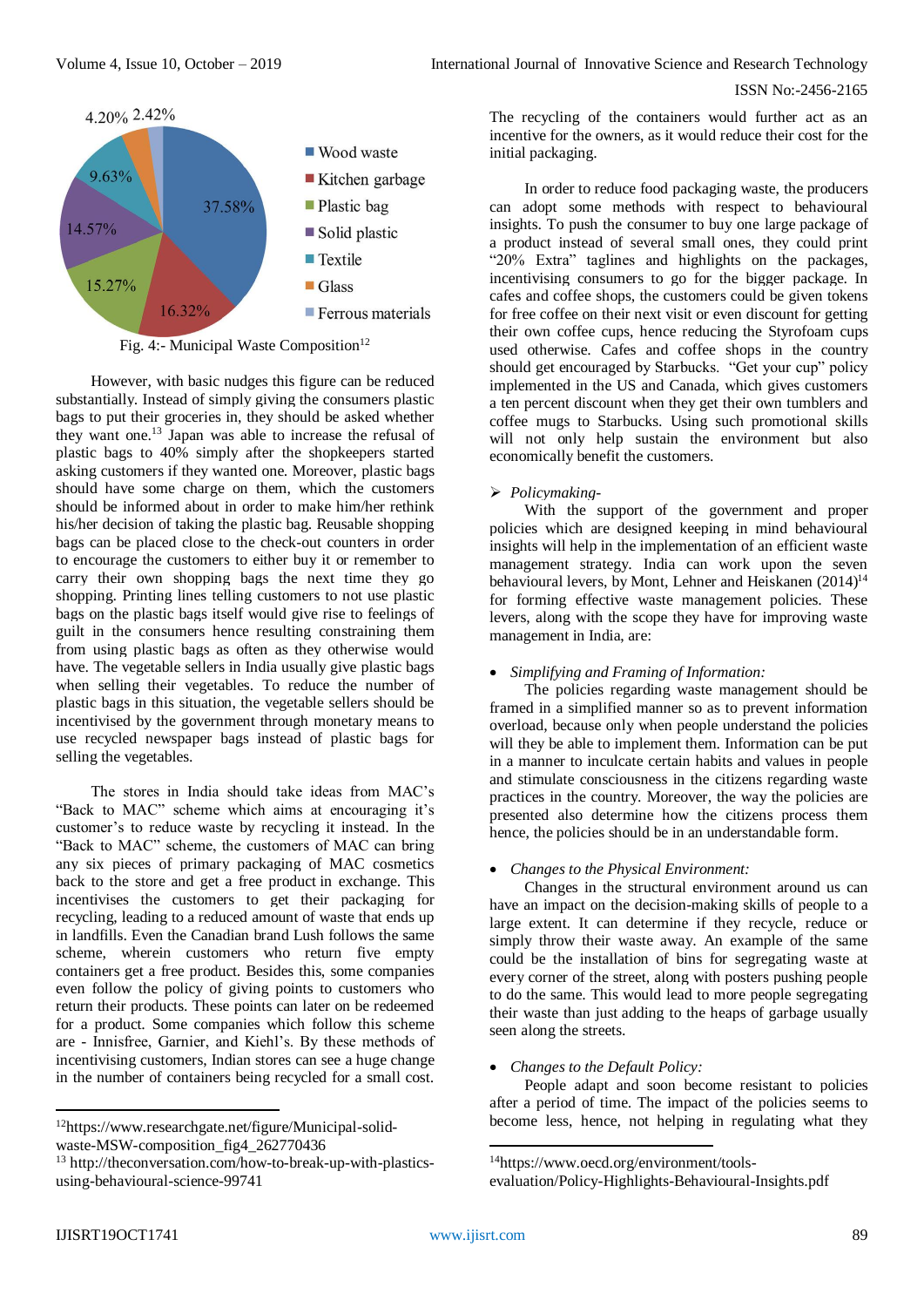Fig. 4:- Municipal Waste Composition[12]

However, with basic nudges this figure can be reduced substantially. Instead of simply giving the consumers plastic bags to put their groceries in, they should be asked whether they want one.[13] Japan was able to increase the refusal of plastic bags to 40% simply after the shopkeepers started asking customers if they wanted one. Moreover, plastic bags should have some charge on them, which the customers should be informed about in order to make him/her rethink his/her decision of taking the plastic bag. Reusable shopping bags can be placed close to the check-out counters in order to encourage the customers to either buy it or remember to carry their own shopping bags the next time they go shopping. Printing lines telling customers to not use plastic bags on the plastic bags itself would give rise to feelings of guilt in the consumers hence resulting constraining them from using plastic bags as often as they otherwise would have. The vegetable sellers in India usually give plastic bags when selling their vegetables. To reduce the number of plastic bags in this situation, the vegetable sellers should be incentivised by the government through monetary means to use recycled newspaper bags instead of plastic bags for selling the vegetables.

The stores in India should take ideas from MAC's "Back to MAC" scheme which aims at encouraging it's customer's to reduce waste by recycling it instead. In the "Back to MAC" scheme, the customers of MAC can bring any six pieces of primary packaging of MAC cosmetics back to the store and get a free product in exchange. This incentivises the customers to get their packaging for recycling, leading to a reduced amount of waste that ends up in landfills. Even the Canadian brand Lush follows the same scheme, wherein customers who return five empty containers get a free product. Besides this, some companies even follow the policy of giving points to customers who return their products. These points can later on be redeemed for a product. Some companies which follow this scheme are - Innisfree, Garnier, and Kiehl's. By these methods of incentivising customers, Indian stores can see a huge change in the number of containers being recycled for a small cost. The recycling of the containers would further act as an incentive for the owners, as it would reduce their cost for the initial packaging.

In order to reduce food packaging waste, the producers can adopt some methods with respect to behavioural insights. To push the consumer to buy one large package of a product instead of several small ones, they could print "20% Extra" taglines and highlights on the packages, incentivising consumers to go for the bigger package. In cafes and coffee shops, the customers could be given tokens for free coffee on their next visit or even discount for getting their own coffee cups, hence reducing the Styrofoam cups used otherwise. Cafes and coffee shops in the country should get encouraged by Starbucks. "Get your cup" policy implemented in the US and Canada, which gives customers a ten percent discount when they get their own tumblers and coffee mugs to Starbucks. Using such promotional skills will not only help sustain the environment but also economically benefit the customers.

➢ *Policymaking-*

With the support of the government and proper policies which are designed keeping in mind behavioural insights will help in the implementation of an efficient waste management strategy. India can work upon the seven behavioural levers, by Mont, Lehner and Heiskanen (2014)[14] for forming effective waste management policies. These levers, along with the scope they have for improving waste management in India, are:

- *Simplifying and Framing of Information:*

The policies regarding waste management should be framed in a simplified manner so as to prevent information overload, because only when people understand the policies will they be able to implement them. Information can be put in a manner to inculcate certain habits and values in people and stimulate consciousness in the citizens regarding waste practices in the country. Moreover, the way the policies are presented also determine how the citizens process them hence, the policies should be in an understandable form.

- *Changes to the Physical Environment:*

Changes in the structural environment around us can have an impact on the decision-making skills of people to a large extent. It can determine if they recycle, reduce or simply throw their waste away. An example of the same could be the installation of bins for segregating waste at every corner of the street, along with posters pushing people to do the same. This would lead to more people segregating their waste than just adding to the heaps of garbage usually seen along the streets.

- *Changes to the Default Policy:*

People adapt and soon become resistant to policies after a period of time. The impact of the policies seems to become less, hence, not helping in regulating what they

---

[12] https://www.researchgate.net/figure/Municipal-solid-waste-MSW-composition_fig4_262770436

[13] http://theconversation.com/how-to-break-up-with-plastics-using-behavioural-science-99741

[14] https://www.oecd.org/environment/tools-evaluation/Policy-Highlights-Behavioural-Insights.pdf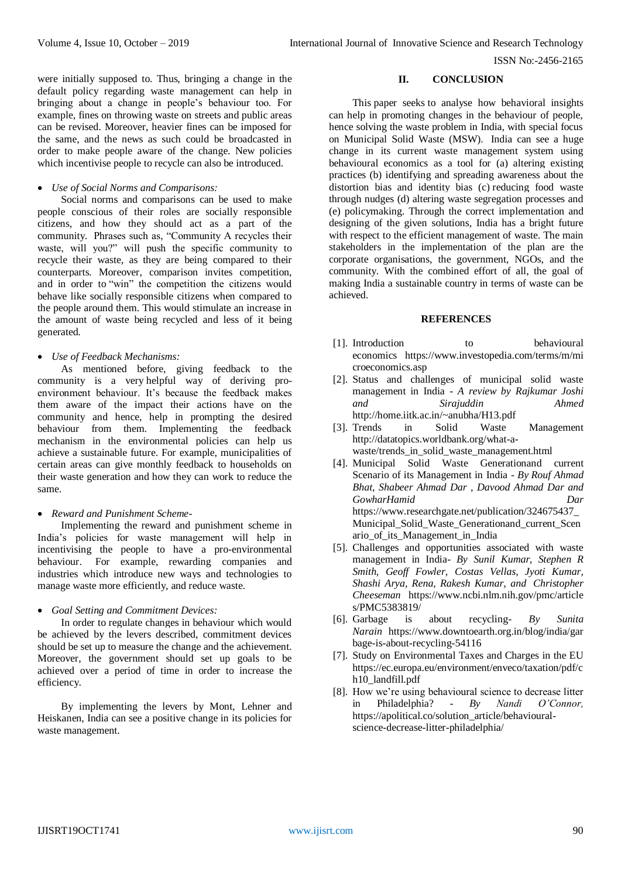were initially supposed to. Thus, bringing a change in the default policy regarding waste management can help in bringing about a change in people's behaviour too. For example, fines on throwing waste on streets and public areas can be revised. Moreover, heavier fines can be imposed for the same, and the news as such could be broadcasted in order to make people aware of the change. New policies which incentivise people to recycle can also be introduced.

- *Use of Social Norms and Comparisons:*

Social norms and comparisons can be used to make people conscious of their roles are socially responsible citizens, and how they should act as a part of the community. Phrases such as, "Community A recycles their waste, will you?" will push the specific community to recycle their waste, as they are being compared to their counterparts. Moreover, comparison invites competition, and in order to "win" the competition the citizens would behave like socially responsible citizens when compared to the people around them. This would stimulate an increase in the amount of waste being recycled and less of it being generated.

- *Use of Feedback Mechanisms:*

As mentioned before, giving feedback to the community is a very helpful way of deriving pro-environment behaviour. It's because the feedback makes them aware of the impact their actions have on the community and hence, help in prompting the desired behaviour from them. Implementing the feedback mechanism in the environmental policies can help us achieve a sustainable future. For example, municipalities of certain areas can give monthly feedback to households on their waste generation and how they can work to reduce the same.

- *Reward and Punishment Scheme-*

Implementing the reward and punishment scheme in India's policies for waste management will help in incentivising the people to have a pro-environmental behaviour. For example, rewarding companies and industries which introduce new ways and technologies to manage waste more efficiently, and reduce waste.

- *Goal Setting and Commitment Devices:*

In order to regulate changes in behaviour which would be achieved by the levers described, commitment devices should be set up to measure the change and the achievement. Moreover, the government should set up goals to be achieved over a period of time in order to increase the efficiency.

By implementing the levers by Mont, Lehner and Heiskanen, India can see a positive change in its policies for waste management.

## II. CONCLUSION

This paper seeks to analyse how behavioral insights can help in promoting changes in the behaviour of people, hence solving the waste problem in India, with special focus on Municipal Solid Waste (MSW). India can see a huge change in its current waste management system using behavioural economics as a tool for (a) altering existing practices (b) identifying and spreading awareness about the distortion bias and identity bias (c) reducing food waste through nudges (d) altering waste segregation processes and (e) policymaking. Through the correct implementation and designing of the given solutions, India has a bright future with respect to the efficient management of waste. The main stakeholders in the implementation of the plan are the corporate organisations, the government, NGOs, and the community. With the combined effort of all, the goal of making India a sustainable country in terms of waste can be achieved.

## REFERENCES

[1]. Introduction to behavioural economics https://www.investopedia.com/terms/m/microeconomics.asp

[2]. Status and challenges of municipal solid waste management in India - *A review by Rajkumar Joshi and Sirajuddin Ahmed* http://home.iitk.ac.in/~anubha/H13.pdf

[3]. Trends in Solid Waste Management http://datatopics.worldbank.org/what-a-waste/trends_in_solid_waste_management.html

[4]. Municipal Solid Waste Generationand current Scenario of its Management in India - *By Rouf Ahmad Bhat, Shabeer Ahmad Dar , Davood Ahmad Dar and GowharHamid Dar* https://www.researchgate.net/publication/324675437_Municipal_Solid_Waste_Generationand_current_Scenario_of_its_Management_in_India

[5]. Challenges and opportunities associated with waste management in India- *By Sunil Kumar, Stephen R Smith, Geoff Fowler, Costas Vellas, Jyoti Kumar, Shashi Arya, Rena, Rakesh Kumar, and Christopher Cheeseman* https://www.ncbi.nlm.nih.gov/pmc/articles/PMC5383819/

[6]. Garbage is about recycling- *By Sunita Narain* https://www.downtoearth.org.in/blog/india/garbage-is-about-recycling-54116

[7]. Study on Environmental Taxes and Charges in the EU https://ec.europa.eu/environment/enveco/taxation/pdf/ch10_landfill.pdf

[8]. How we're using behavioural science to decrease litter in Philadelphia? - *By Nandi O'Connor,* https://apolitical.co/solution_article/behavioural-science-decrease-litter-philadelphia/